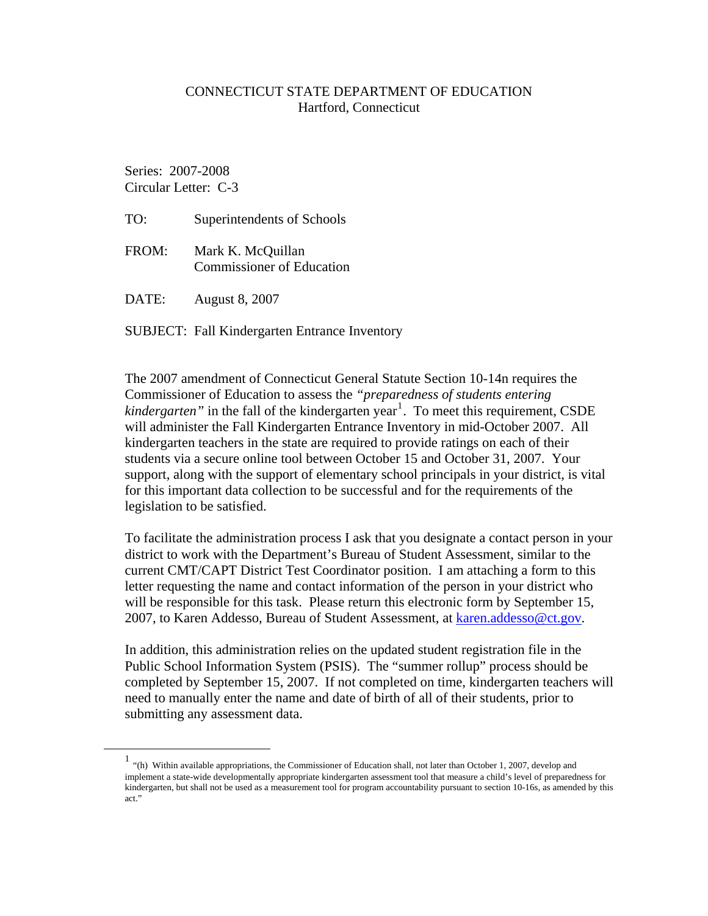CONNECTICUT STATE DEPARTMENT OF EDUCATION
Hartford, Connecticut

Series: 2007-2008
Circular Letter: C-3

TO: Superintendents of Schools

FROM: Mark K. McQuillan
Commissioner of Education

DATE: August 8, 2007

SUBJECT: Fall Kindergarten Entrance Inventory

The 2007 amendment of Connecticut General Statute Section 10-14n requires the Commissioner of Education to assess the *"preparedness of students entering kindergarten"* in the fall of the kindergarten year[1]. To meet this requirement, CSDE will administer the Fall Kindergarten Entrance Inventory in mid-October 2007. All kindergarten teachers in the state are required to provide ratings on each of their students via a secure online tool between October 15 and October 31, 2007. Your support, along with the support of elementary school principals in your district, is vital for this important data collection to be successful and for the requirements of the legislation to be satisfied.

To facilitate the administration process I ask that you designate a contact person in your district to work with the Department's Bureau of Student Assessment, similar to the current CMT/CAPT District Test Coordinator position. I am attaching a form to this letter requesting the name and contact information of the person in your district who will be responsible for this task. Please return this electronic form by September 15, 2007, to Karen Addesso, Bureau of Student Assessment, at karen.addesso@ct.gov.

In addition, this administration relies on the updated student registration file in the Public School Information System (PSIS). The "summer rollup" process should be completed by September 15, 2007. If not completed on time, kindergarten teachers will need to manually enter the name and date of birth of all of their students, prior to submitting any assessment data.

---

[1] "(h) Within available appropriations, the Commissioner of Education shall, not later than October 1, 2007, develop and implement a state-wide developmentally appropriate kindergarten assessment tool that measure a child's level of preparedness for kindergarten, but shall not be used as a measurement tool for program accountability pursuant to section 10-16s, as amended by this act."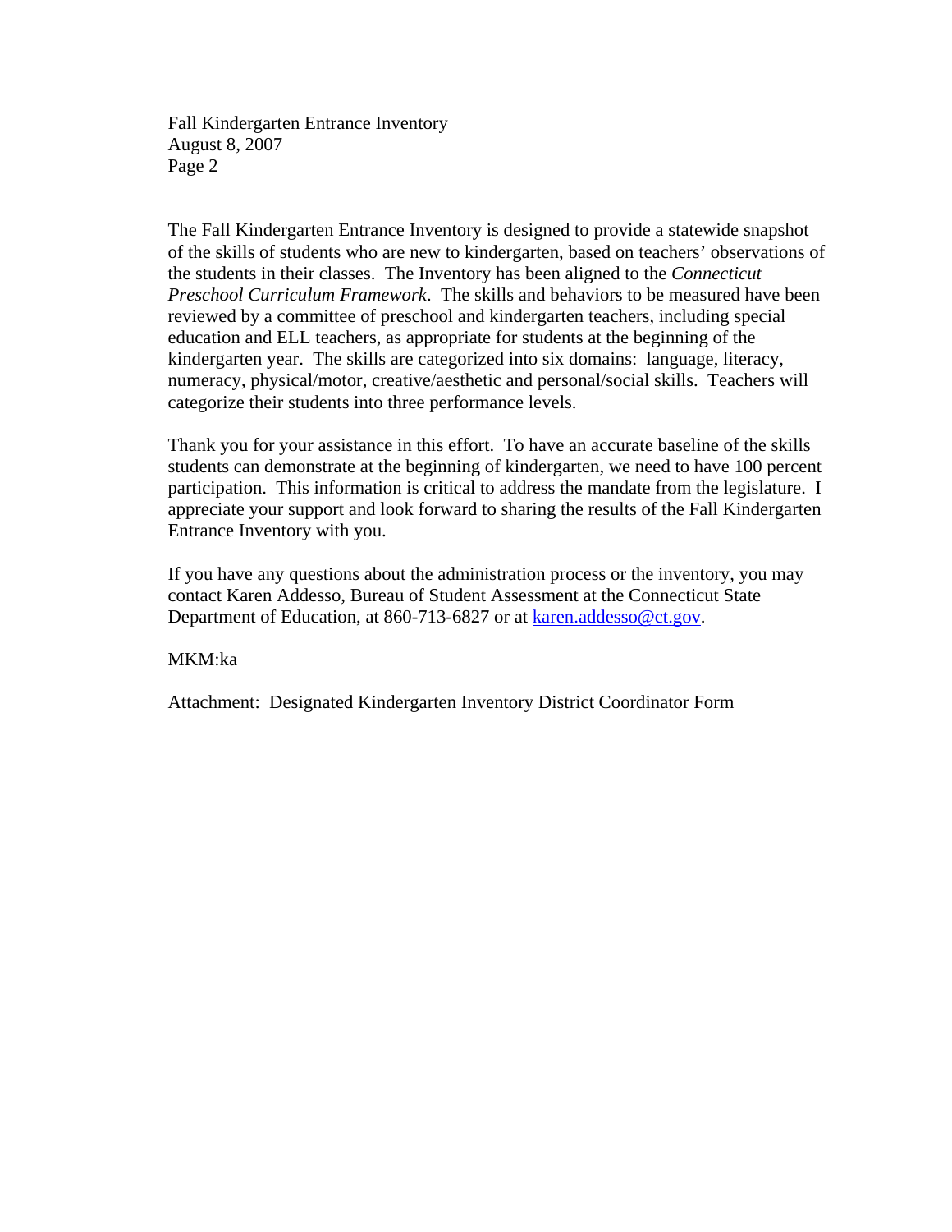The Fall Kindergarten Entrance Inventory is designed to provide a statewide snapshot of the skills of students who are new to kindergarten, based on teachers' observations of the students in their classes. The Inventory has been aligned to the *Connecticut Preschool Curriculum Framework*. The skills and behaviors to be measured have been reviewed by a committee of preschool and kindergarten teachers, including special education and ELL teachers, as appropriate for students at the beginning of the kindergarten year. The skills are categorized into six domains: language, literacy, numeracy, physical/motor, creative/aesthetic and personal/social skills. Teachers will categorize their students into three performance levels.

Thank you for your assistance in this effort. To have an accurate baseline of the skills students can demonstrate at the beginning of kindergarten, we need to have 100 percent participation. This information is critical to address the mandate from the legislature. I appreciate your support and look forward to sharing the results of the Fall Kindergarten Entrance Inventory with you.

If you have any questions about the administration process or the inventory, you may contact Karen Addesso, Bureau of Student Assessment at the Connecticut State Department of Education, at 860-713-6827 or at karen.addesso@ct.gov.

MKM:ka

Attachment: Designated Kindergarten Inventory District Coordinator Form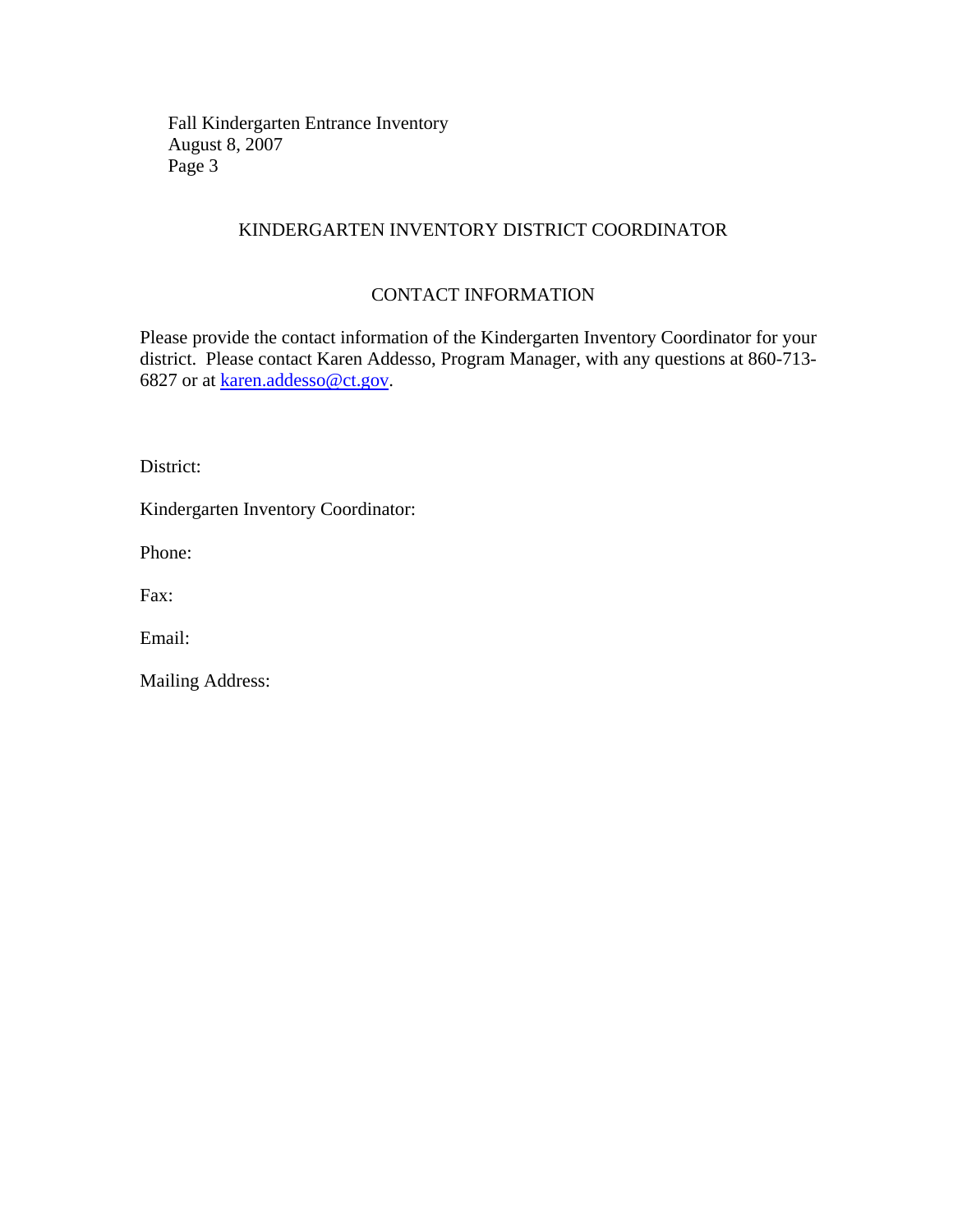## KINDERGARTEN INVENTORY DISTRICT COORDINATOR

### CONTACT INFORMATION

Please provide the contact information of the Kindergarten Inventory Coordinator for your district. Please contact Karen Addesso, Program Manager, with any questions at 860-713-6827 or at karen.addesso@ct.gov.

District:

Kindergarten Inventory Coordinator:

Phone:

Fax:

Email:

Mailing Address: